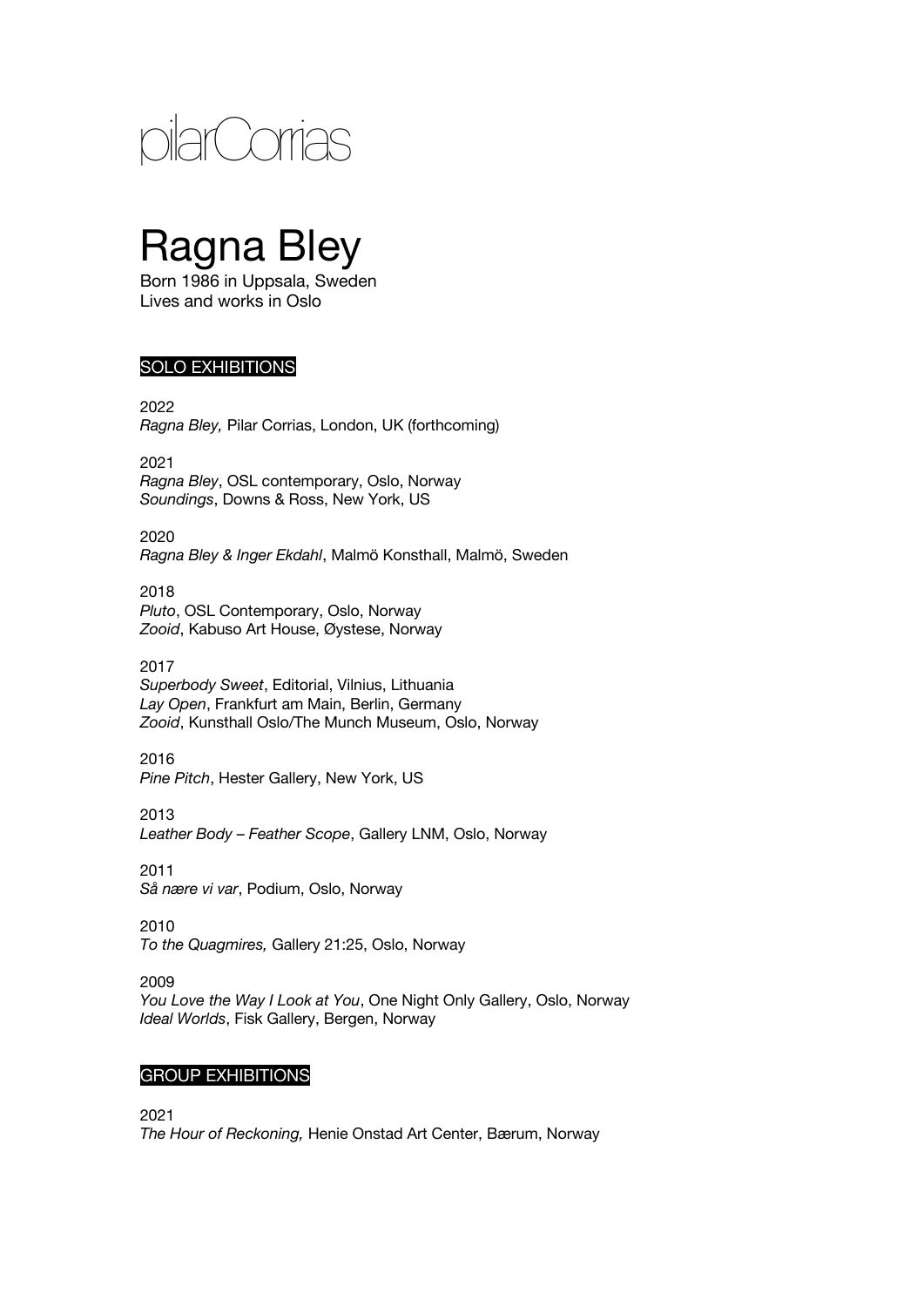pilarCorrias

# Ragna Bley

Born 1986 in Uppsala, Sweden
Lives and works in Oslo

## SOLO EXHIBITIONS

2022
*Ragna Bley,* Pilar Corrias, London, UK (forthcoming)

2021
*Ragna Bley*, OSL contemporary, Oslo, Norway
*Soundings*, Downs & Ross, New York, US

2020
*Ragna Bley & Inger Ekdahl*, Malmö Konsthall, Malmö, Sweden

2018
*Pluto*, OSL Contemporary, Oslo, Norway
*Zooid*, Kabuso Art House, Øystese, Norway

2017
*Superbody Sweet*, Editorial, Vilnius, Lithuania
*Lay Open*, Frankfurt am Main, Berlin, Germany
*Zooid*, Kunsthall Oslo/The Munch Museum, Oslo, Norway

2016
*Pine Pitch*, Hester Gallery, New York, US

2013
*Leather Body – Feather Scope*, Gallery LNM, Oslo, Norway

2011
*Så nære vi var*, Podium, Oslo, Norway

2010
*To the Quagmires,* Gallery 21:25, Oslo, Norway

2009
*You Love the Way I Look at You*, One Night Only Gallery, Oslo, Norway
*Ideal Worlds*, Fisk Gallery, Bergen, Norway

## GROUP EXHIBITIONS

2021
*The Hour of Reckoning,* Henie Onstad Art Center, Bærum, Norway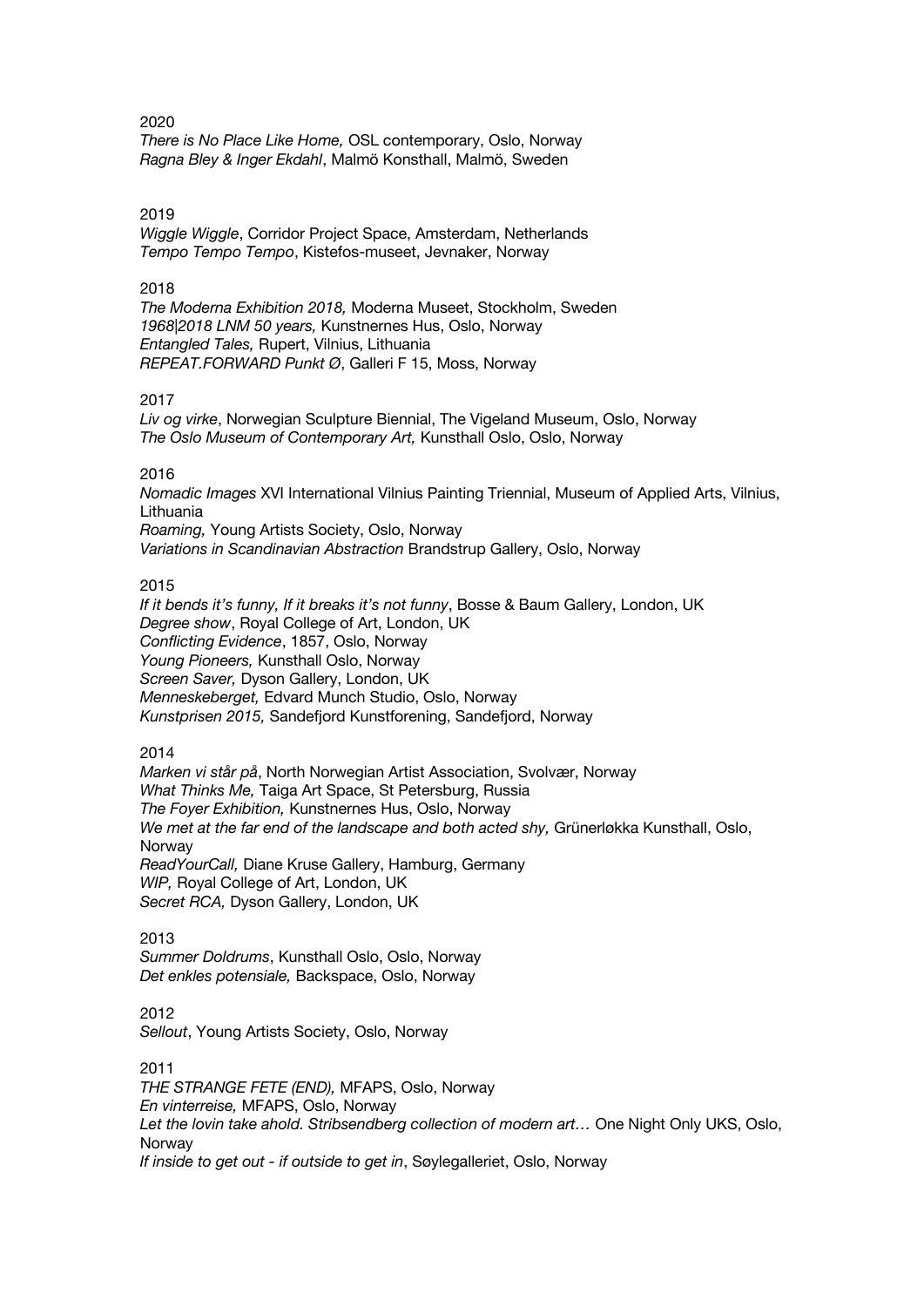2020

*There is No Place Like Home,* OSL contemporary, Oslo, Norway
*Ragna Bley & Inger Ekdahl*, Malmö Konsthall, Malmö, Sweden

2019

*Wiggle Wiggle*, Corridor Project Space, Amsterdam, Netherlands
*Tempo Tempo Tempo*, Kistefos-museet, Jevnaker, Norway

2018

*The Moderna Exhibition 2018,* Moderna Museet, Stockholm, Sweden
*1968|2018 LNM 50 years,* Kunstnernes Hus, Oslo, Norway
*Entangled Tales,* Rupert, Vilnius, Lithuania
*REPEAT.FORWARD Punkt Ø*, Galleri F 15, Moss, Norway

2017

*Liv og virke*, Norwegian Sculpture Biennial, The Vigeland Museum, Oslo, Norway
*The Oslo Museum of Contemporary Art,* Kunsthall Oslo, Oslo, Norway

2016

*Nomadic Images* XVI International Vilnius Painting Triennial, Museum of Applied Arts, Vilnius, Lithuania
*Roaming,* Young Artists Society, Oslo, Norway
*Variations in Scandinavian Abstraction* Brandstrup Gallery, Oslo, Norway

2015

*If it bends it's funny, If it breaks it's not funny*, Bosse & Baum Gallery, London, UK
*Degree show*, Royal College of Art, London, UK
*Conflicting Evidence*, 1857, Oslo, Norway
*Young Pioneers,* Kunsthall Oslo, Norway
*Screen Saver,* Dyson Gallery, London, UK
*Menneskeberget,* Edvard Munch Studio, Oslo, Norway
*Kunstprisen 2015,* Sandefjord Kunstforening, Sandefjord, Norway

2014

*Marken vi står på*, North Norwegian Artist Association, Svolvær, Norway
*What Thinks Me,* Taiga Art Space, St Petersburg, Russia
*The Foyer Exhibition,* Kunstnernes Hus, Oslo, Norway
*We met at the far end of the landscape and both acted shy,* Grünerløkka Kunsthall, Oslo, Norway
*ReadYourCall,* Diane Kruse Gallery, Hamburg, Germany
*WIP,* Royal College of Art, London, UK
*Secret RCA,* Dyson Gallery, London, UK

2013

*Summer Doldrums*, Kunsthall Oslo, Oslo, Norway
*Det enkles potensiale,* Backspace, Oslo, Norway

2012

*Sellout*, Young Artists Society, Oslo, Norway

2011

*THE STRANGE FETE (END),* MFAPS, Oslo, Norway
*En vinterreise,* MFAPS, Oslo, Norway
*Let the lovin take ahold. Stribsendberg collection of modern art…* One Night Only UKS, Oslo, Norway
*If inside to get out - if outside to get in*, Søylegalleriet, Oslo, Norway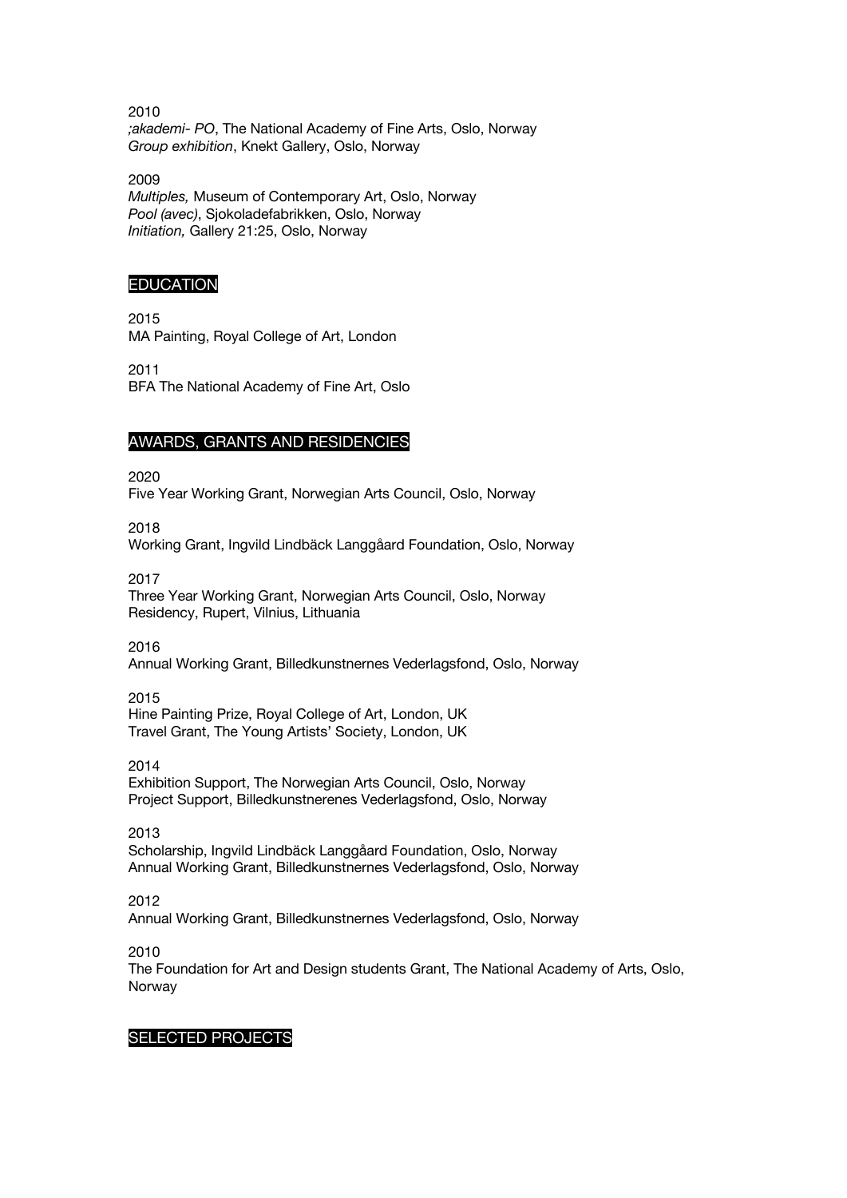2010

*;akademi- PO*, The National Academy of Fine Arts, Oslo, Norway
*Group exhibition*, Knekt Gallery, Oslo, Norway

2009

*Multiples,* Museum of Contemporary Art, Oslo, Norway
*Pool (avec)*, Sjokoladefabrikken, Oslo, Norway
*Initiation,* Gallery 21:25, Oslo, Norway

## EDUCATION

2015

MA Painting, Royal College of Art, London

2011

BFA The National Academy of Fine Art, Oslo

## AWARDS, GRANTS AND RESIDENCIES

2020

Five Year Working Grant, Norwegian Arts Council, Oslo, Norway

2018

Working Grant, Ingvild Lindbäck Langgåard Foundation, Oslo, Norway

2017

Three Year Working Grant, Norwegian Arts Council, Oslo, Norway
Residency, Rupert, Vilnius, Lithuania

2016

Annual Working Grant, Billedkunstnernes Vederlagsfond, Oslo, Norway

2015

Hine Painting Prize, Royal College of Art, London, UK
Travel Grant, The Young Artists' Society, London, UK

2014

Exhibition Support, The Norwegian Arts Council, Oslo, Norway
Project Support, Billedkunstnerenes Vederlagsfond, Oslo, Norway

2013

Scholarship, Ingvild Lindbäck Langgåard Foundation, Oslo, Norway
Annual Working Grant, Billedkunstnernes Vederlagsfond, Oslo, Norway

2012

Annual Working Grant, Billedkunstnernes Vederlagsfond, Oslo, Norway

2010

The Foundation for Art and Design students Grant, The National Academy of Arts, Oslo, Norway

## SELECTED PROJECTS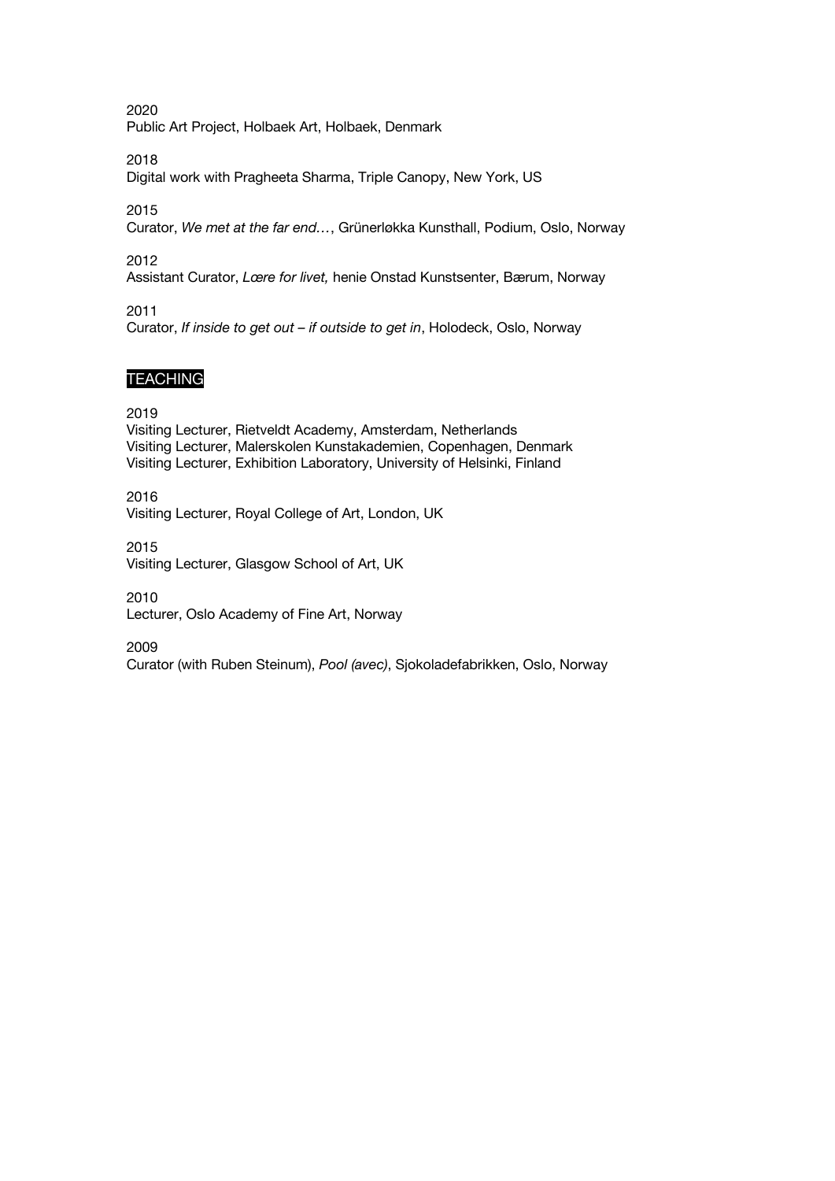2020
Public Art Project, Holbaek Art, Holbaek, Denmark

2018
Digital work with Pragheeta Sharma, Triple Canopy, New York, US

2015
Curator, *We met at the far end…*, Grünerløkka Kunsthall, Podium, Oslo, Norway

2012
Assistant Curator, *Lære for livet,* henie Onstad Kunstsenter, Bærum, Norway

2011
Curator, *If inside to get out – if outside to get in*, Holodeck, Oslo, Norway

## TEACHING

2019
Visiting Lecturer, Rietveldt Academy, Amsterdam, Netherlands
Visiting Lecturer, Malerskolen Kunstakademien, Copenhagen, Denmark
Visiting Lecturer, Exhibition Laboratory, University of Helsinki, Finland

2016
Visiting Lecturer, Royal College of Art, London, UK

2015
Visiting Lecturer, Glasgow School of Art, UK

2010
Lecturer, Oslo Academy of Fine Art, Norway

2009
Curator (with Ruben Steinum), *Pool (avec)*, Sjokoladefabrikken, Oslo, Norway